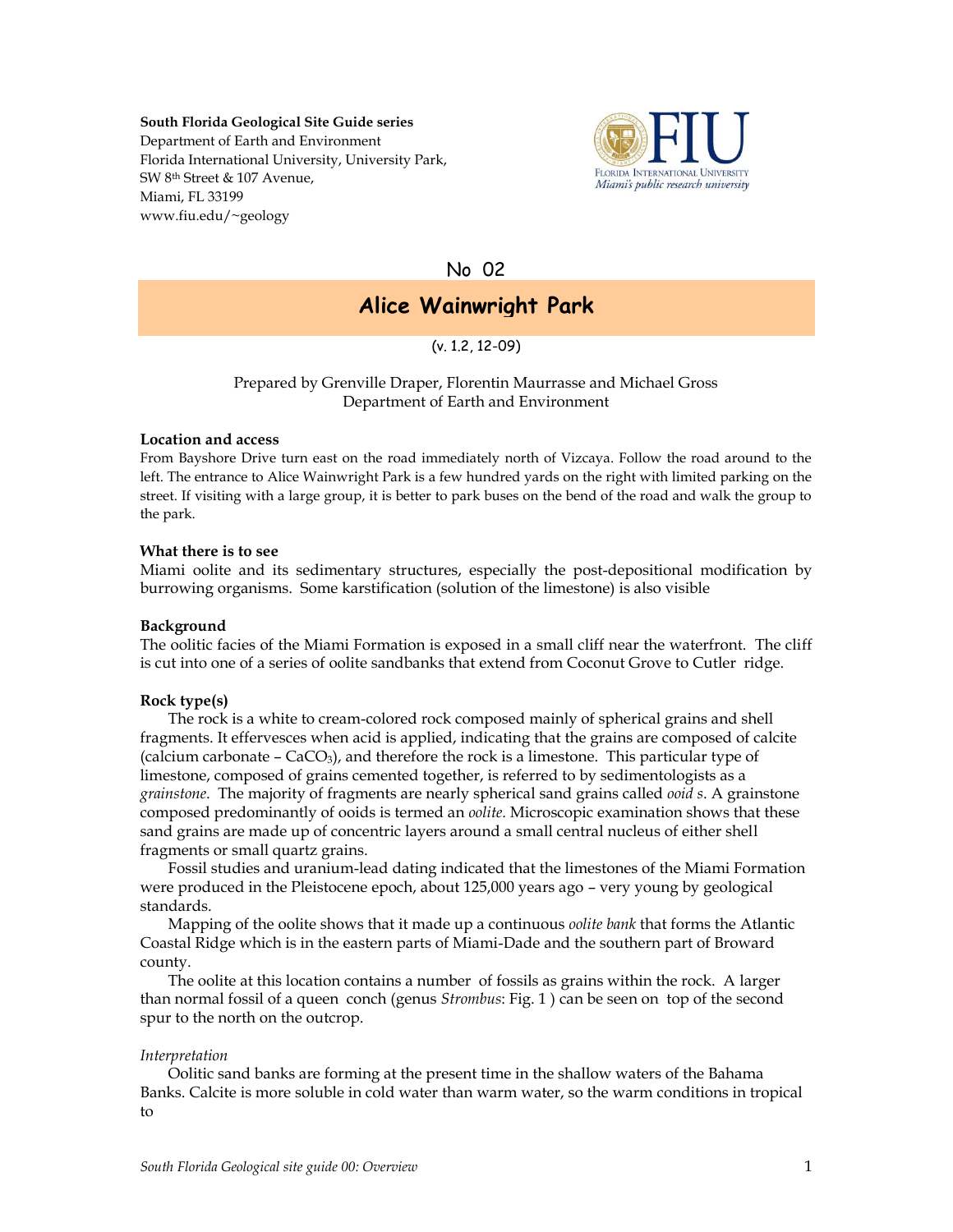**South Florida Geological Site Guide series**
Department of Earth and Environment
Florida International University, University Park,
SW 8th Street & 107 Avenue,
Miami, FL 33199
www.fiu.edu/~geology

No 02

# Alice Wainwright Park

(v. 1.2, 12-09)

Prepared by Grenville Draper, Florentin Maurrasse and Michael Gross
Department of Earth and Environment

### Location and access

From Bayshore Drive turn east on the road immediately north of Vizcaya. Follow the road around to the left. The entrance to Alice Wainwright Park is a few hundred yards on the right with limited parking on the street. If visiting with a large group, it is better to park buses on the bend of the road and walk the group to the park.

### What there is to see

Miami oolite and its sedimentary structures, especially the post-depositional modification by burrowing organisms. Some karstification (solution of the limestone) is also visible

### Background

The oolitic facies of the Miami Formation is exposed in a small cliff near the waterfront. The cliff is cut into one of a series of oolite sandbanks that extend from Coconut Grove to Cutler ridge.

### Rock type(s)

The rock is a white to cream-colored rock composed mainly of spherical grains and shell fragments. It effervesces when acid is applied, indicating that the grains are composed of calcite (calcium carbonate – $CaCO_3$), and therefore the rock is a limestone. This particular type of limestone, composed of grains cemented together, is referred to by sedimentologists as a *grainstone*. The majority of fragments are nearly spherical sand grains called *ooid s*. A grainstone composed predominantly of ooids is termed an *oolite*. Microscopic examination shows that these sand grains are made up of concentric layers around a small central nucleus of either shell fragments or small quartz grains.

Fossil studies and uranium-lead dating indicated that the limestones of the Miami Formation were produced in the Pleistocene epoch, about 125,000 years ago – very young by geological standards.

Mapping of the oolite shows that it made up a continuous *oolite bank* that forms the Atlantic Coastal Ridge which is in the eastern parts of Miami-Dade and the southern part of Broward county.

The oolite at this location contains a number of fossils as grains within the rock. A larger than normal fossil of a queen conch (genus *Strombus*: Fig. 1 ) can be seen on top of the second spur to the north on the outcrop.

*Interpretation*

Oolitic sand banks are forming at the present time in the shallow waters of the Bahama Banks. Calcite is more soluble in cold water than warm water, so the warm conditions in tropical to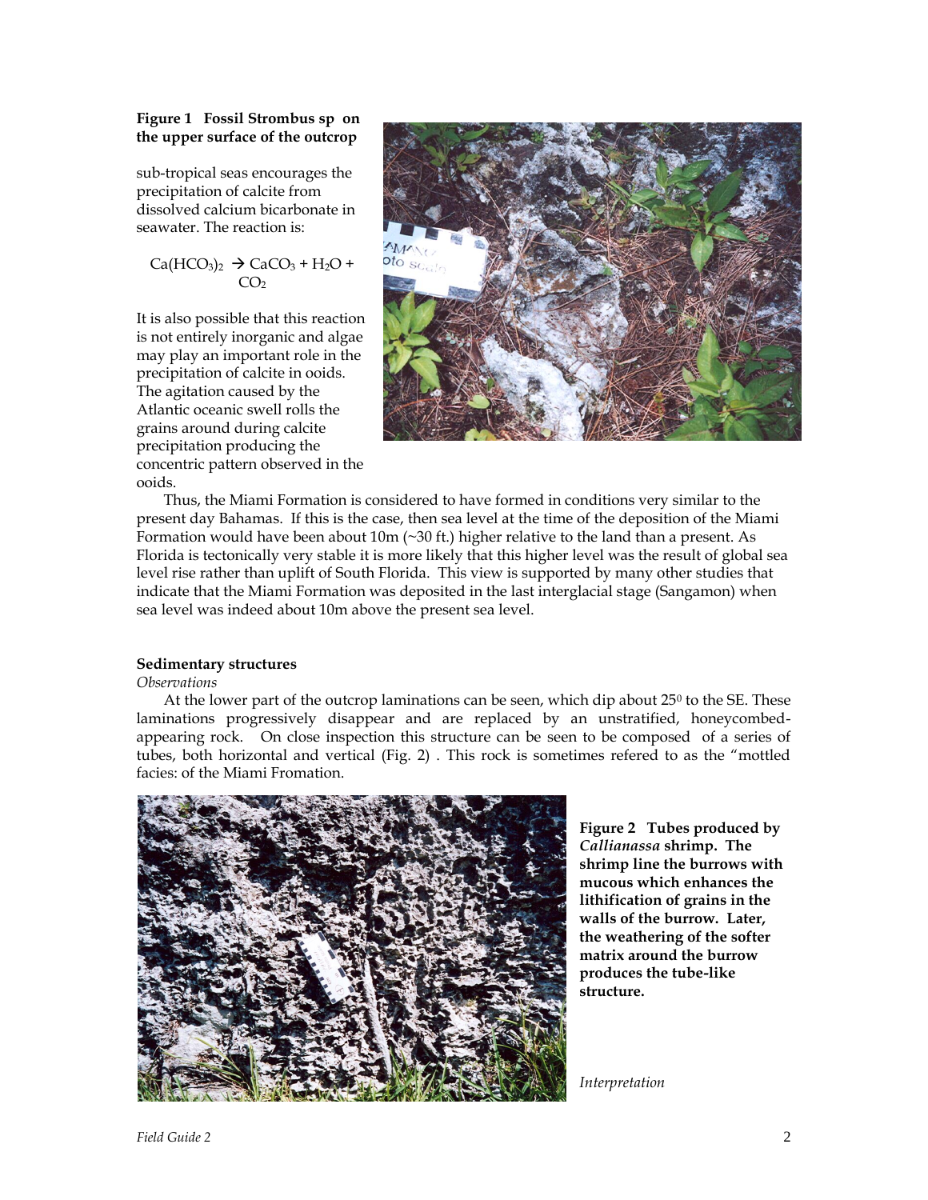**Figure 1 Fossil Strombus sp on the upper surface of the outcrop**

sub-tropical seas encourages the precipitation of calcite from dissolved calcium bicarbonate in seawater. The reaction is:

$$Ca(HCO_3)_2 \rightarrow CaCO_3 + H_2O + CO_2$$

It is also possible that this reaction is not entirely inorganic and algae may play an important role in the precipitation of calcite in ooids. The agitation caused by the Atlantic oceanic swell rolls the grains around during calcite precipitation producing the concentric pattern observed in the ooids.

Thus, the Miami Formation is considered to have formed in conditions very similar to the present day Bahamas. If this is the case, then sea level at the time of the deposition of the Miami Formation would have been about 10m (~30 ft.) higher relative to the land than a present. As Florida is tectonically very stable it is more likely that this higher level was the result of global sea level rise rather than uplift of South Florida. This view is supported by many other studies that indicate that the Miami Formation was deposited in the last interglacial stage (Sangamon) when sea level was indeed about 10m above the present sea level.

**Sedimentary structures**

*Observations*

At the lower part of the outcrop laminations can be seen, which dip about $25^0$ to the SE. These laminations progressively disappear and are replaced by an unstratified, honeycombed-appearing rock. On close inspection this structure can be seen to be composed of a series of tubes, both horizontal and vertical (Fig. 2) . This rock is sometimes refered to as the "mottled facies: of the Miami Fromation.

**Figure 2 Tubes produced by *Callianassa* shrimp. The shrimp line the burrows with mucous which enhances the lithification of grains in the walls of the burrow. Later, the weathering of the softer matrix around the burrow produces the tube-like structure.**

*Interpretation*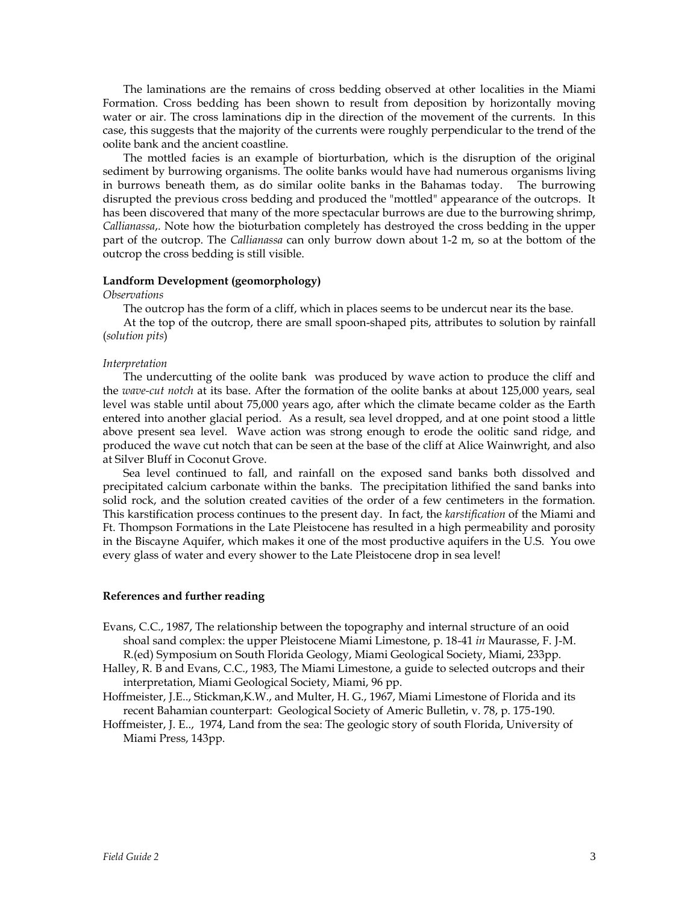The laminations are the remains of cross bedding observed at other localities in the Miami Formation. Cross bedding has been shown to result from deposition by horizontally moving water or air. The cross laminations dip in the direction of the movement of the currents. In this case, this suggests that the majority of the currents were roughly perpendicular to the trend of the oolite bank and the ancient coastline.

The mottled facies is an example of biorturbation, which is the disruption of the original sediment by burrowing organisms. The oolite banks would have had numerous organisms living in burrows beneath them, as do similar oolite banks in the Bahamas today. The burrowing disrupted the previous cross bedding and produced the "mottled" appearance of the outcrops. It has been discovered that many of the more spectacular burrows are due to the burrowing shrimp, *Callianassa*,. Note how the bioturbation completely has destroyed the cross bedding in the upper part of the outcrop. The *Callianassa* can only burrow down about 1-2 m, so at the bottom of the outcrop the cross bedding is still visible.

**Landform Development (geomorphology)**

*Observations*

The outcrop has the form of a cliff, which in places seems to be undercut near its the base.

At the top of the outcrop, there are small spoon-shaped pits, attributes to solution by rainfall (*solution pits*)

*Interpretation*

The undercutting of the oolite bank was produced by wave action to produce the cliff and the *wave-cut notch* at its base. After the formation of the oolite banks at about 125,000 years, seal level was stable until about 75,000 years ago, after which the climate became colder as the Earth entered into another glacial period. As a result, sea level dropped, and at one point stood a little above present sea level. Wave action was strong enough to erode the oolitic sand ridge, and produced the wave cut notch that can be seen at the base of the cliff at Alice Wainwright, and also at Silver Bluff in Coconut Grove.

Sea level continued to fall, and rainfall on the exposed sand banks both dissolved and precipitated calcium carbonate within the banks. The precipitation lithified the sand banks into solid rock, and the solution created cavities of the order of a few centimeters in the formation. This karstification process continues to the present day. In fact, the *karstification* of the Miami and Ft. Thompson Formations in the Late Pleistocene has resulted in a high permeability and porosity in the Biscayne Aquifer, which makes it one of the most productive aquifers in the U.S. You owe every glass of water and every shower to the Late Pleistocene drop in sea level!

**References and further reading**

Evans, C.C., 1987, The relationship between the topography and internal structure of an ooid shoal sand complex: the upper Pleistocene Miami Limestone, p. 18-41 *in* Maurasse, F. J-M. R.(ed) Symposium on South Florida Geology, Miami Geological Society, Miami, 233pp.

Halley, R. B and Evans, C.C., 1983, The Miami Limestone, a guide to selected outcrops and their interpretation, Miami Geological Society, Miami, 96 pp.

Hoffmeister, J.E.., Stickman,K.W., and Multer, H. G., 1967, Miami Limestone of Florida and its recent Bahamian counterpart: Geological Society of Americ Bulletin, v. 78, p. 175-190.

Hoffmeister, J. E.., 1974, Land from the sea: The geologic story of south Florida, University of Miami Press, 143pp.